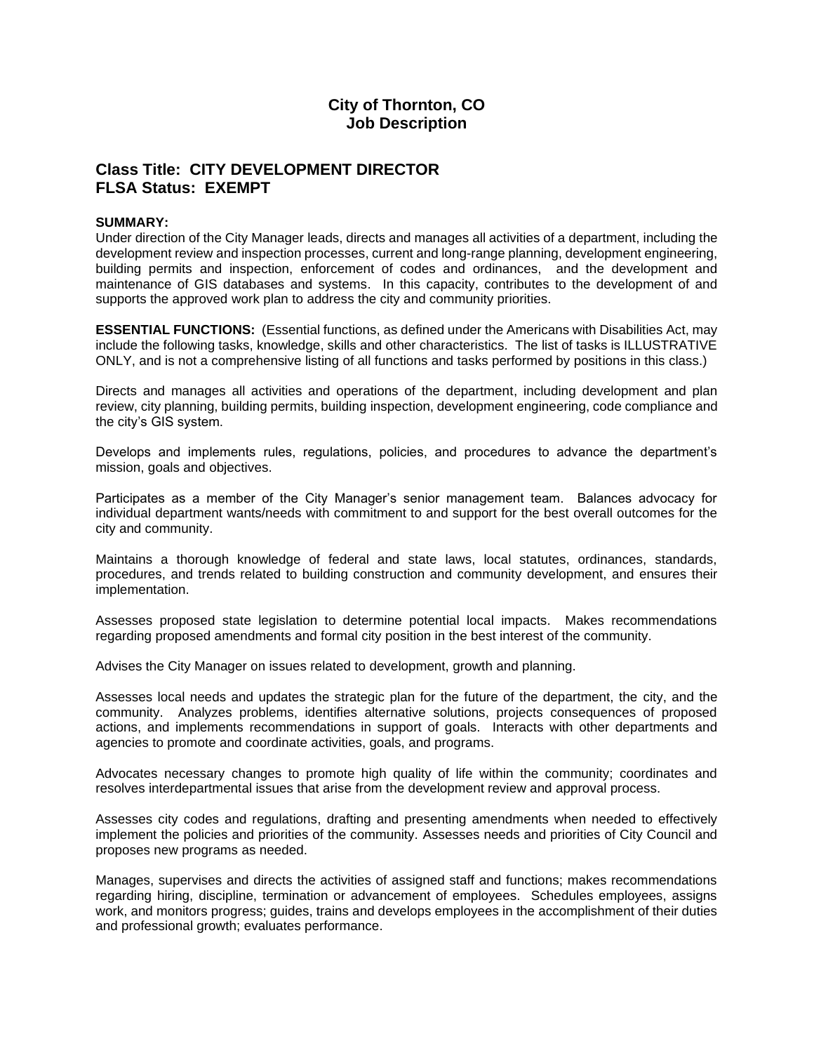# City of Thornton, CO
# Job Description

## Class Title: CITY DEVELOPMENT DIRECTOR
## FLSA Status: EXEMPT

**SUMMARY:**
Under direction of the City Manager leads, directs and manages all activities of a department, including the development review and inspection processes, current and long-range planning, development engineering, building permits and inspection, enforcement of codes and ordinances, and the development and maintenance of GIS databases and systems. In this capacity, contributes to the development of and supports the approved work plan to address the city and community priorities.

**ESSENTIAL FUNCTIONS:** (Essential functions, as defined under the Americans with Disabilities Act, may include the following tasks, knowledge, skills and other characteristics. The list of tasks is ILLUSTRATIVE ONLY, and is not a comprehensive listing of all functions and tasks performed by positions in this class.)

Directs and manages all activities and operations of the department, including development and plan review, city planning, building permits, building inspection, development engineering, code compliance and the city's GIS system.

Develops and implements rules, regulations, policies, and procedures to advance the department's mission, goals and objectives.

Participates as a member of the City Manager's senior management team. Balances advocacy for individual department wants/needs with commitment to and support for the best overall outcomes for the city and community.

Maintains a thorough knowledge of federal and state laws, local statutes, ordinances, standards, procedures, and trends related to building construction and community development, and ensures their implementation.

Assesses proposed state legislation to determine potential local impacts. Makes recommendations regarding proposed amendments and formal city position in the best interest of the community.

Advises the City Manager on issues related to development, growth and planning.

Assesses local needs and updates the strategic plan for the future of the department, the city, and the community. Analyzes problems, identifies alternative solutions, projects consequences of proposed actions, and implements recommendations in support of goals. Interacts with other departments and agencies to promote and coordinate activities, goals, and programs.

Advocates necessary changes to promote high quality of life within the community; coordinates and resolves interdepartmental issues that arise from the development review and approval process.

Assesses city codes and regulations, drafting and presenting amendments when needed to effectively implement the policies and priorities of the community. Assesses needs and priorities of City Council and proposes new programs as needed.

Manages, supervises and directs the activities of assigned staff and functions; makes recommendations regarding hiring, discipline, termination or advancement of employees. Schedules employees, assigns work, and monitors progress; guides, trains and develops employees in the accomplishment of their duties and professional growth; evaluates performance.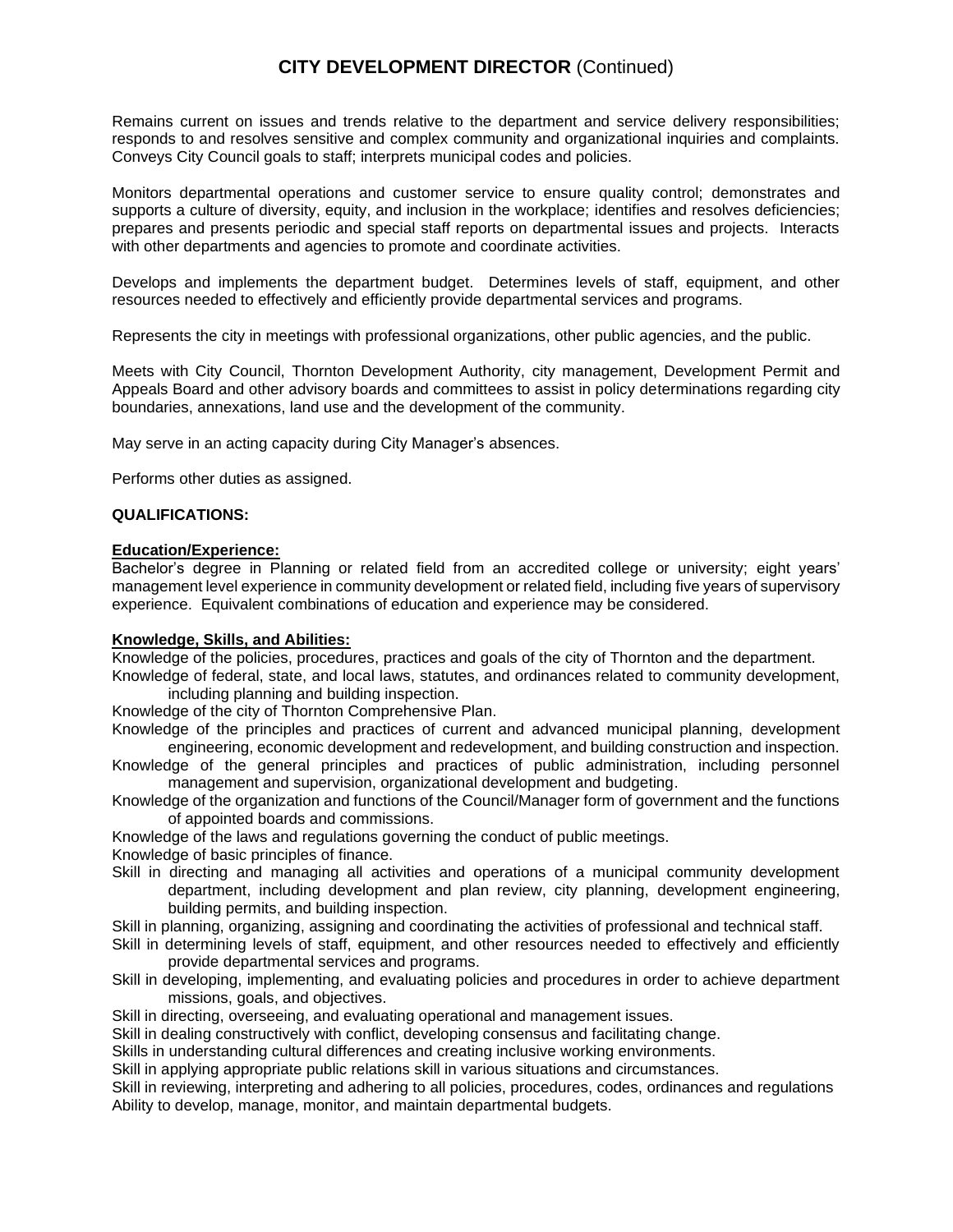Remains current on issues and trends relative to the department and service delivery responsibilities; responds to and resolves sensitive and complex community and organizational inquiries and complaints. Conveys City Council goals to staff; interprets municipal codes and policies.

Monitors departmental operations and customer service to ensure quality control; demonstrates and supports a culture of diversity, equity, and inclusion in the workplace; identifies and resolves deficiencies; prepares and presents periodic and special staff reports on departmental issues and projects. Interacts with other departments and agencies to promote and coordinate activities.

Develops and implements the department budget. Determines levels of staff, equipment, and other resources needed to effectively and efficiently provide departmental services and programs.

Represents the city in meetings with professional organizations, other public agencies, and the public.

Meets with City Council, Thornton Development Authority, city management, Development Permit and Appeals Board and other advisory boards and committees to assist in policy determinations regarding city boundaries, annexations, land use and the development of the community.

May serve in an acting capacity during City Manager's absences.

Performs other duties as assigned.

**QUALIFICATIONS:**

**Education/Experience:**

Bachelor's degree in Planning or related field from an accredited college or university; eight years' management level experience in community development or related field, including five years of supervisory experience. Equivalent combinations of education and experience may be considered.

**Knowledge, Skills, and Abilities:**

Knowledge of the policies, procedures, practices and goals of the city of Thornton and the department.

Knowledge of federal, state, and local laws, statutes, and ordinances related to community development, including planning and building inspection.

Knowledge of the city of Thornton Comprehensive Plan.

Knowledge of the principles and practices of current and advanced municipal planning, development engineering, economic development and redevelopment, and building construction and inspection.

Knowledge of the general principles and practices of public administration, including personnel management and supervision, organizational development and budgeting.

Knowledge of the organization and functions of the Council/Manager form of government and the functions of appointed boards and commissions.

Knowledge of the laws and regulations governing the conduct of public meetings.

Knowledge of basic principles of finance.

Skill in directing and managing all activities and operations of a municipal community development department, including development and plan review, city planning, development engineering, building permits, and building inspection.

Skill in planning, organizing, assigning and coordinating the activities of professional and technical staff.

Skill in determining levels of staff, equipment, and other resources needed to effectively and efficiently provide departmental services and programs.

Skill in developing, implementing, and evaluating policies and procedures in order to achieve department missions, goals, and objectives.

Skill in directing, overseeing, and evaluating operational and management issues.

Skill in dealing constructively with conflict, developing consensus and facilitating change.

Skills in understanding cultural differences and creating inclusive working environments.

Skill in applying appropriate public relations skill in various situations and circumstances.

Skill in reviewing, interpreting and adhering to all policies, procedures, codes, ordinances and regulations

Ability to develop, manage, monitor, and maintain departmental budgets.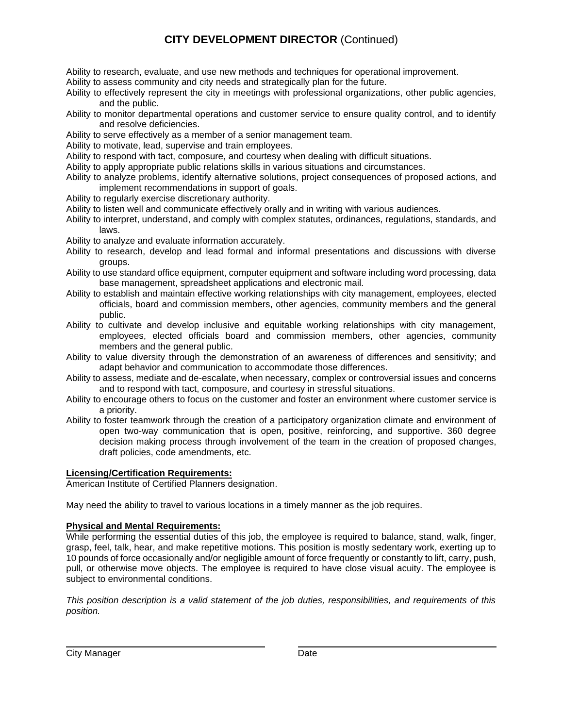## CITY DEVELOPMENT DIRECTOR (Continued)

Ability to research, evaluate, and use new methods and techniques for operational improvement.
Ability to assess community and city needs and strategically plan for the future.
Ability to effectively represent the city in meetings with professional organizations, other public agencies, and the public.
Ability to monitor departmental operations and customer service to ensure quality control, and to identify and resolve deficiencies.
Ability to serve effectively as a member of a senior management team.
Ability to motivate, lead, supervise and train employees.
Ability to respond with tact, composure, and courtesy when dealing with difficult situations.
Ability to apply appropriate public relations skills in various situations and circumstances.
Ability to analyze problems, identify alternative solutions, project consequences of proposed actions, and implement recommendations in support of goals.
Ability to regularly exercise discretionary authority.
Ability to listen well and communicate effectively orally and in writing with various audiences.
Ability to interpret, understand, and comply with complex statutes, ordinances, regulations, standards, and laws.
Ability to analyze and evaluate information accurately.
Ability to research, develop and lead formal and informal presentations and discussions with diverse groups.
Ability to use standard office equipment, computer equipment and software including word processing, data base management, spreadsheet applications and electronic mail.
Ability to establish and maintain effective working relationships with city management, employees, elected officials, board and commission members, other agencies, community members and the general public.
Ability to cultivate and develop inclusive and equitable working relationships with city management, employees, elected officials board and commission members, other agencies, community members and the general public.
Ability to value diversity through the demonstration of an awareness of differences and sensitivity; and adapt behavior and communication to accommodate those differences.
Ability to assess, mediate and de-escalate, when necessary, complex or controversial issues and concerns and to respond with tact, composure, and courtesy in stressful situations.
Ability to encourage others to focus on the customer and foster an environment where customer service is a priority.
Ability to foster teamwork through the creation of a participatory organization climate and environment of open two-way communication that is open, positive, reinforcing, and supportive. 360 degree decision making process through involvement of the team in the creation of proposed changes, draft policies, code amendments, etc.

**Licensing/Certification Requirements:**
American Institute of Certified Planners designation.

May need the ability to travel to various locations in a timely manner as the job requires.

**Physical and Mental Requirements:**
While performing the essential duties of this job, the employee is required to balance, stand, walk, finger, grasp, feel, talk, hear, and make repetitive motions. This position is mostly sedentary work, exerting up to 10 pounds of force occasionally and/or negligible amount of force frequently or constantly to lift, carry, push, pull, or otherwise move objects. The employee is required to have close visual acuity. The employee is subject to environmental conditions.

*This position description is a valid statement of the job duties, responsibilities, and requirements of this position.*

\_\_\_\_\_\_\_\_\_\_\_\_\_\_\_\_\_\_\_\_\_\_\_\_\_\_\_\_\_\_ \_\_\_\_\_\_\_\_\_\_\_\_\_\_\_\_\_\_\_\_\_\_\_\_\_\_\_\_\_\_

City Manager Date